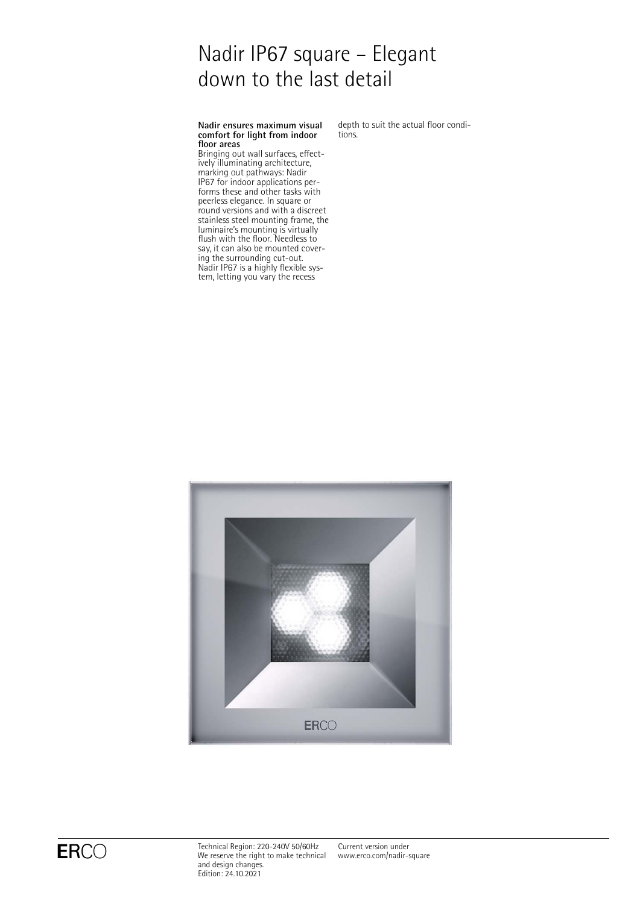# Nadir IP67 square – Elegant down to the last detail

**Nadir ensures maximum visual comfort for light from indoor floor areas**

Bringing out wall surfaces, effectively illuminating architecture, marking out pathways: Nadir IP67 for indoor applications performs these and other tasks with peerless elegance. In square or round versions and with a discreet stainless steel mounting frame, the luminaire's mounting is virtually flush with the floor. Needless to say, it can also be mounted covering the surrounding cut-out. Nadir IP67 is a highly flexible system, letting you vary the recess depth to suit the actual floor conditions.

Technical Region: 220-240V 50/60Hz
We reserve the right to make technical and design changes.
Edition: 24.10.2021

Current version under
www.erco.com/nadir-square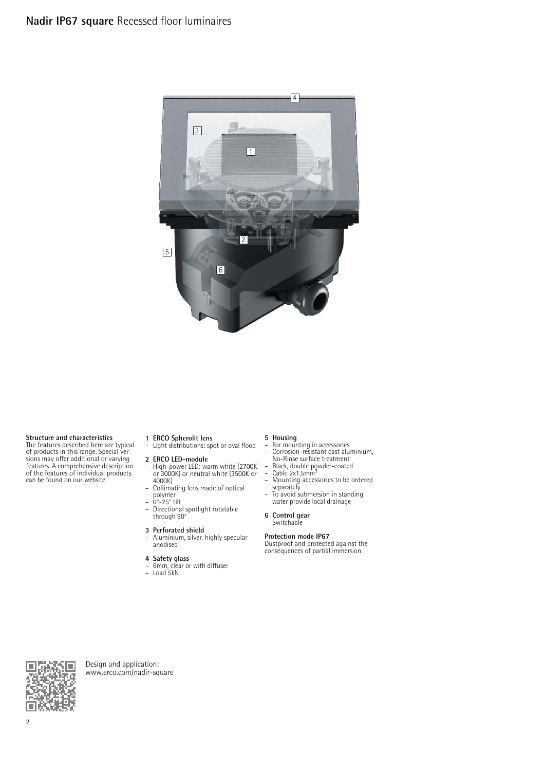# **Nadir IP67 square** Recessed floor luminaires

**Structure and characteristics**
The features described here are typical of products in this range. Special versions may offer additional or varying features. A comprehensive description of the features of individual products can be found on our website.

**1 ERCO Spherolit lens**
- Light distributions: spot or oval flood

**2 ERCO LED-module**
- High-power LED: warm white (2700K or 3000K) or neutral white (3500K or 4000K)
- Collimating lens made of optical polymer
- 0°-25° tilt
- Directional spotlight rotatable through 90°

**3 Perforated shield**
- Aluminium, silver, highly specular anodised

**4 Safety glass**
- 6mm, clear or with diffuser
- Load 5kN

**5 Housing**
- For mounting in accessories
- Corrosion-resistant cast aluminium, No-Rinse surface treatment
- Black, double powder-coated
- Cable 2x1,5mm²
- Mounting accessories to be ordered separately
- To avoid submersion in standing water provide local drainage

**6 Control gear**
- Switchable

**Protection mode IP67**
Dustproof and protected against the consequences of partial immersion

Design and application:
www.erco.com/nadir-square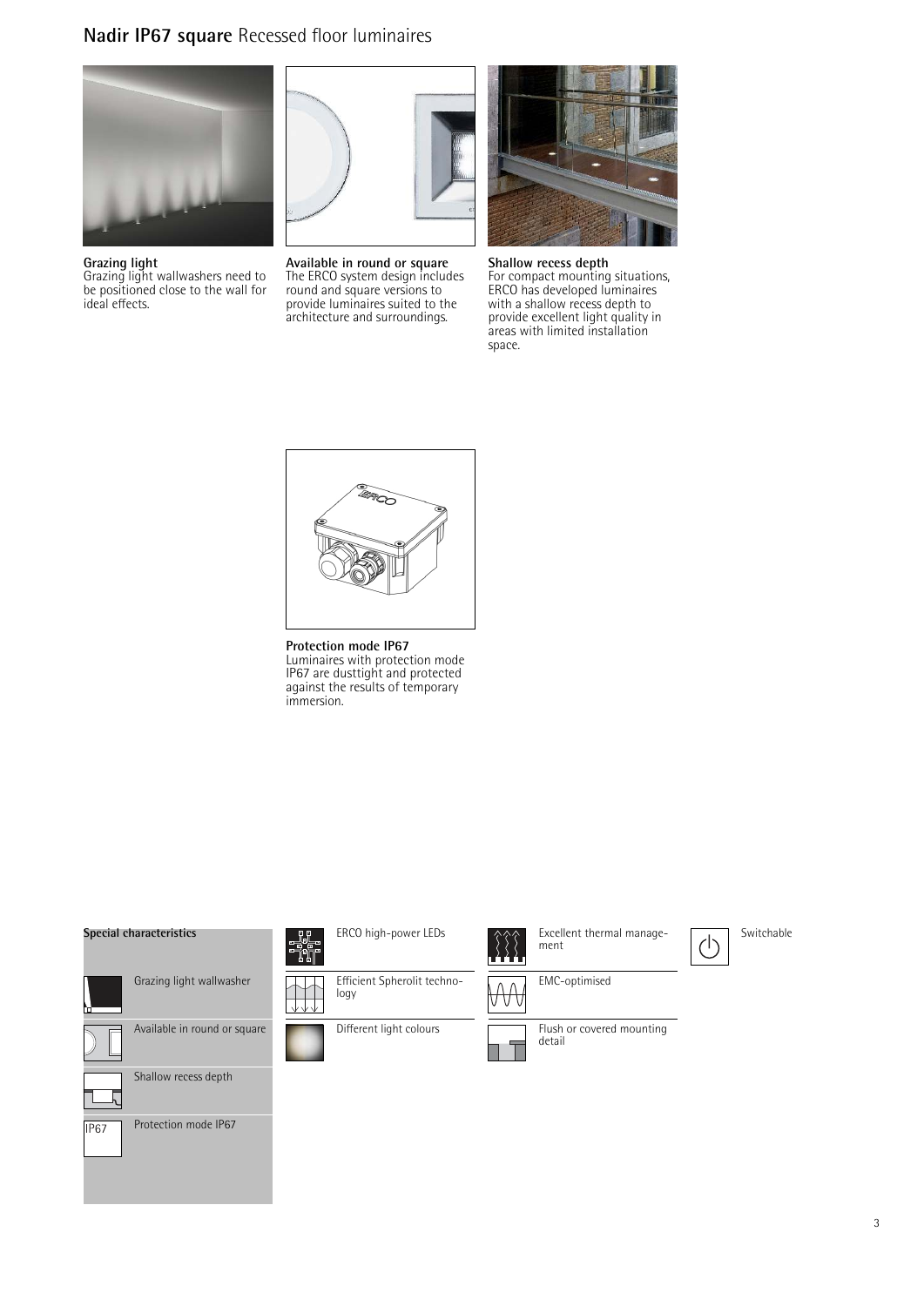# **Nadir IP67 square** Recessed floor luminaires

**Grazing light**
Grazing light wallwashers need to be positioned close to the wall for ideal effects.

**Available in round or square**
The ERCO system design includes round and square versions to provide luminaires suited to the architecture and surroundings.

**Shallow recess depth**
For compact mounting situations, ERCO has developed luminaires with a shallow recess depth to provide excellent light quality in areas with limited installation space.

**Protection mode IP67**
Luminaires with protection mode IP67 are dusttight and protected against the results of temporary immersion.

**Special characteristics**

- Grazing light wallwasher
- Available in round or square
- Shallow recess depth
- Protection mode IP67
- ERCO high-power LEDs
- Efficient Spherolit technology
- Different light colours
- Excellent thermal management
- EMC-optimised
- Flush or covered mounting detail
- Switchable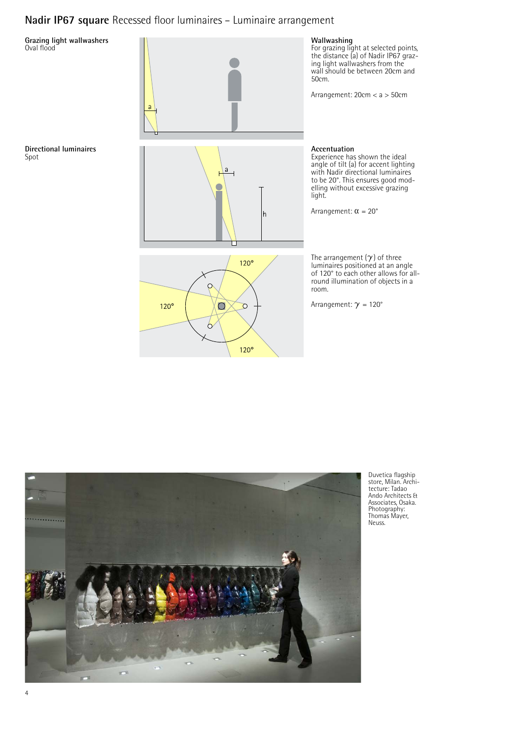# **Nadir IP67 square** Recessed floor luminaires – Luminaire arrangement

**Grazing light wallwashers**
Oval flood

**Wallwashing**
For grazing light at selected points, the distance (a) of Nadir IP67 grazing light wallwashers from the wall should be between 20cm and 50cm.

Arrangement: 20cm < a > 50cm

**Directional luminaires**
Spot

**Accentuation**
Experience has shown the ideal angle of tilt (a) for accent lighting with Nadir directional luminaires to be 20°. This ensures good modelling without excessive grazing light.

Arrangement: $\alpha$ = 20°

The arrangement ($\gamma$) of three luminaires positioned at an angle of 120° to each other allows for all-round illumination of objects in a room.

Arrangement: $\gamma$ = 120°

Duvetica flagship store, Milan. Architecture: Tadao Ando Architects & Associates, Osaka. Photography: Thomas Mayer, Neuss.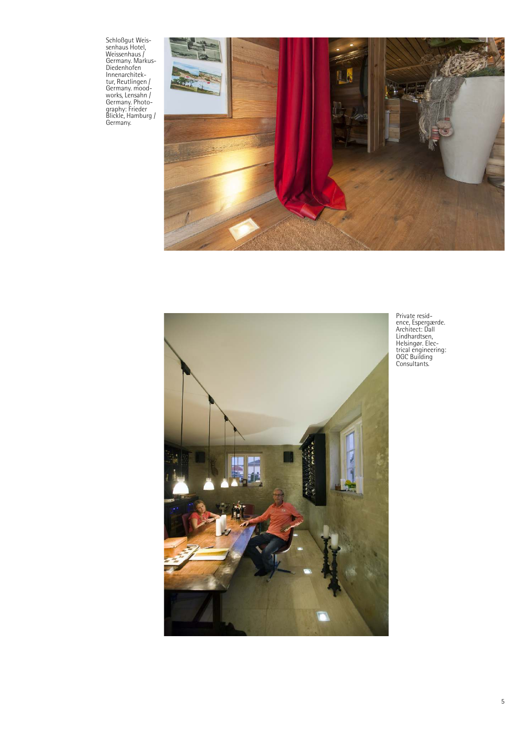Schloßgut Weissenhaus Hotel, Weissenhaus / Germany. Markus-Diedenhofen Innenarchitektur, Reutlingen / Germany. moodworks, Lensahn / Germany. Photography: Frieder Blickle, Hamburg / Germany.

Private residence, Espergærde. Architect: Dall Lindhardtsen, Helsingør. Electrical engineering: OGC Building Consultants.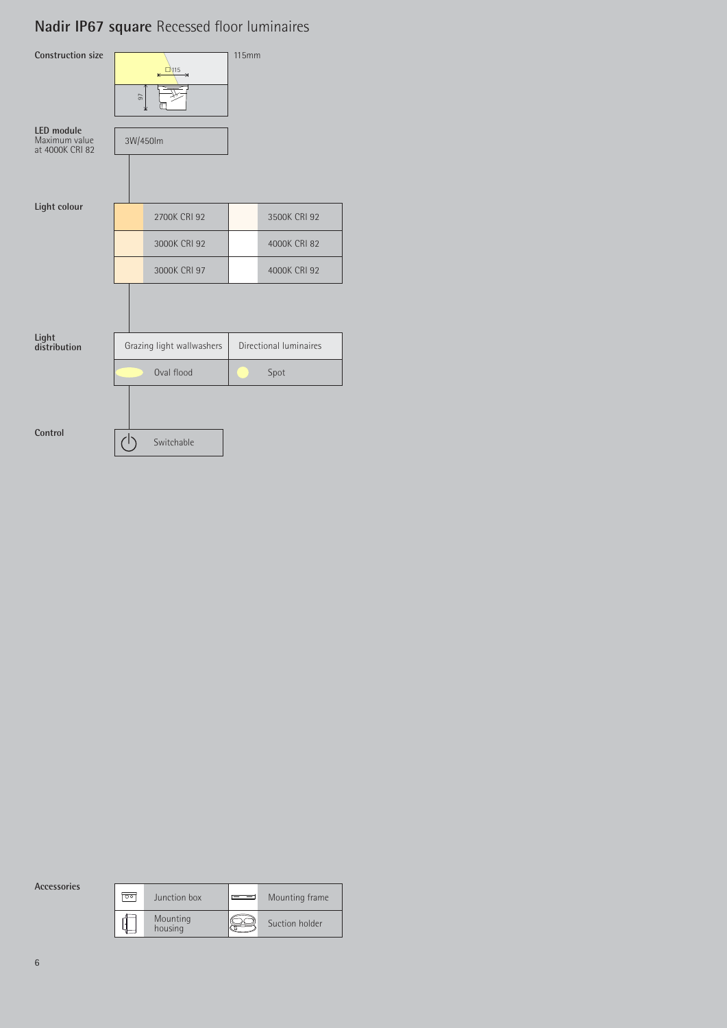# **Nadir IP67 square** Recessed floor luminaires

**Construction size**

115mm

□115

97

**LED module**
Maximum value
at 4000K CRI 82

3W/450lm

**Light colour**

| | |
|---|---|
| 2700K CRI 92 | 3500K CRI 92 |
| 3000K CRI 92 | 4000K CRI 82 |
| 3000K CRI 97 | 4000K CRI 92 |

**Light distribution**

| Grazing light wallwashers | Directional luminaires |
|---|---|
| Oval flood | Spot |

**Control**

Switchable

**Accessories**

| | |
|---|---|
| Junction box | Mounting frame |
| Mounting housing | Suction holder |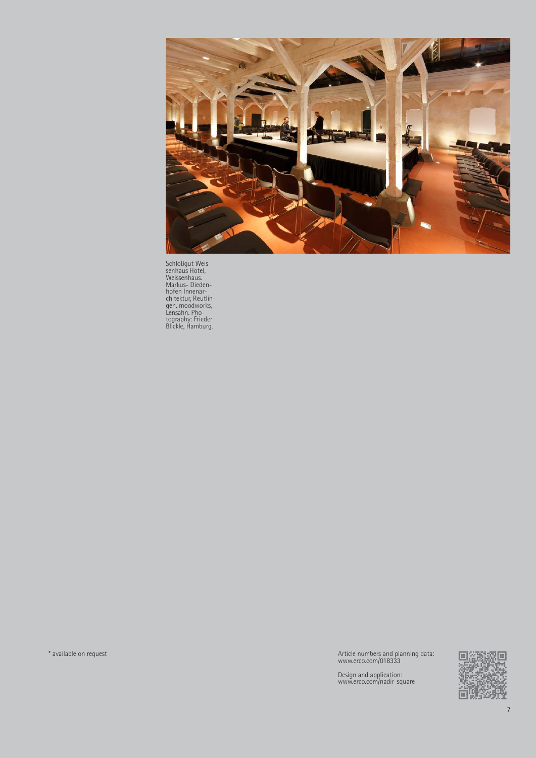Schloßgut Weissenhaus Hotel, Weissenhaus. Markus- Diedenhofen Innenarchitektur, Reutlingen. moodworks, Lensahn. Photography: Frieder Blickle, Hamburg.

* available on request

Article numbers and planning data:
www.erco.com/018333

Design and application:
www.erco.com/nadir-square